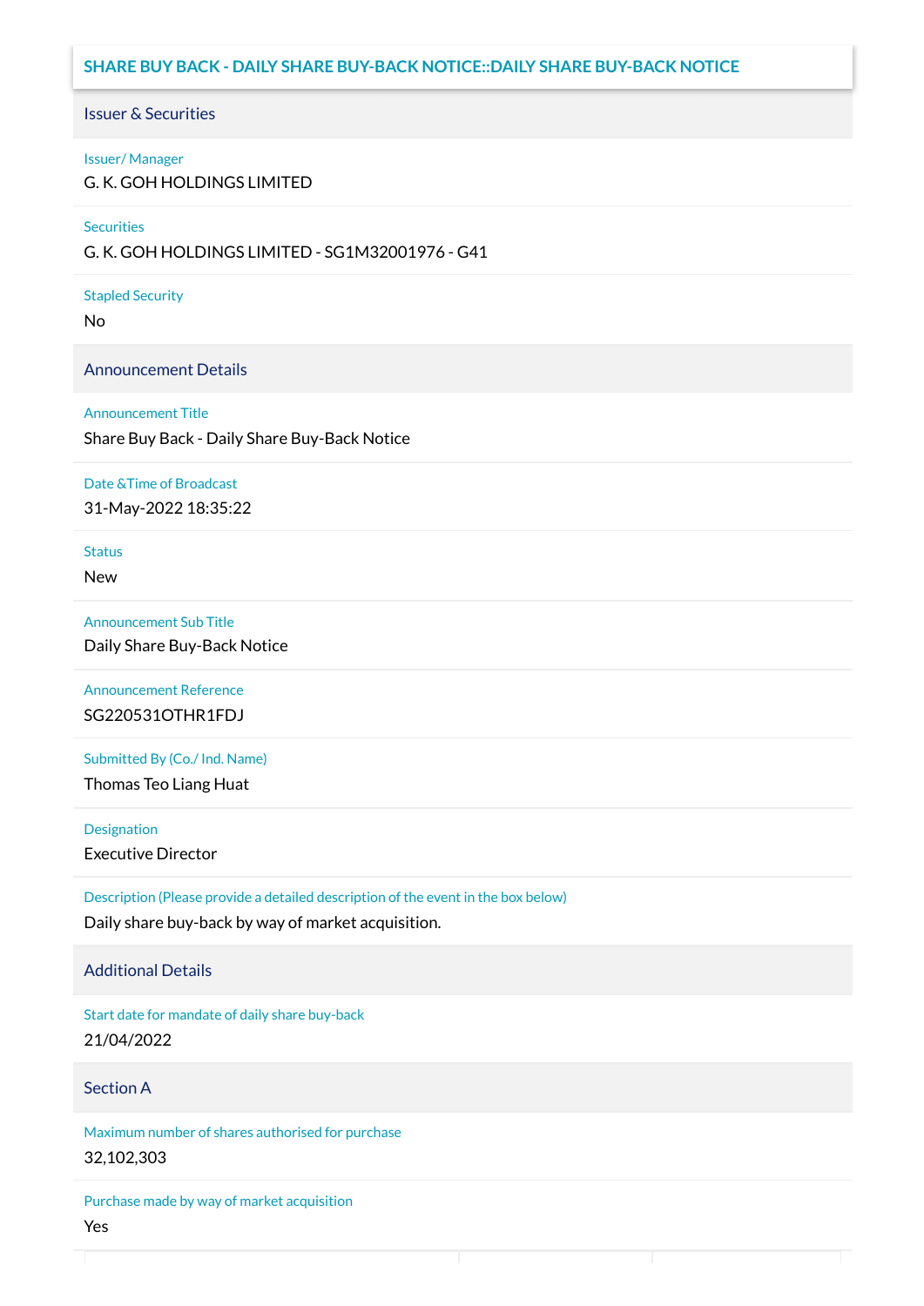# SHARE BUY BACK - DAILY SHARE BUY-BACK NOTICE::DAILY SHARE BUY-BACK NOTICE

## Issuer & Securities

**Issuer/ Manager**

G. K. GOH HOLDINGS LIMITED

**Securities**

G. K. GOH HOLDINGS LIMITED - SG1M32001976 - G41

**Stapled Security**

No

## Announcement Details

**Announcement Title**

Share Buy Back - Daily Share Buy-Back Notice

**Date &Time of Broadcast**

31-May-2022 18:35:22

**Status**

New

**Announcement Sub Title**

Daily Share Buy-Back Notice

**Announcement Reference**

SG220531OTHR1FDJ

**Submitted By (Co./ Ind. Name)**

Thomas Teo Liang Huat

**Designation**

Executive Director

**Description (Please provide a detailed description of the event in the box below)**

Daily share buy-back by way of market acquisition.

## Additional Details

**Start date for mandate of daily share buy-back**

21/04/2022

## Section A

**Maximum number of shares authorised for purchase**

32,102,303

**Purchase made by way of market acquisition**

Yes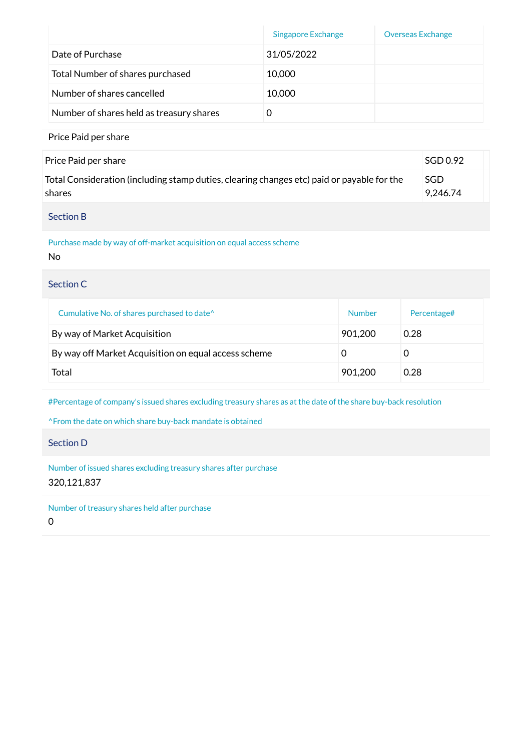| | Singapore Exchange | Overseas Exchange |
|---|---|---|
| Date of Purchase | 31/05/2022 | |
| Total Number of shares purchased | 10,000 | |
| Number of shares cancelled | 10,000 | |
| Number of shares held as treasury shares | 0 | |

Price Paid per share

| | |
|---|---|
| Price Paid per share | SGD 0.92 |
| Total Consideration (including stamp duties, clearing changes etc) paid or payable for the shares | SGD 9,246.74 |

## Section B

Purchase made by way of off-market acquisition on equal access scheme

No

## Section C

| Cumulative No. of shares purchased to date^ | Number | Percentage# |
|---|---|---|
| By way of Market Acquisition | 901,200 | 0.28 |
| By way off Market Acquisition on equal access scheme | 0 | 0 |
| Total | 901,200 | 0.28 |

#Percentage of company's issued shares excluding treasury shares as at the date of the share buy-back resolution

^From the date on which share buy-back mandate is obtained

## Section D

Number of issued shares excluding treasury shares after purchase

320,121,837

Number of treasury shares held after purchase

0